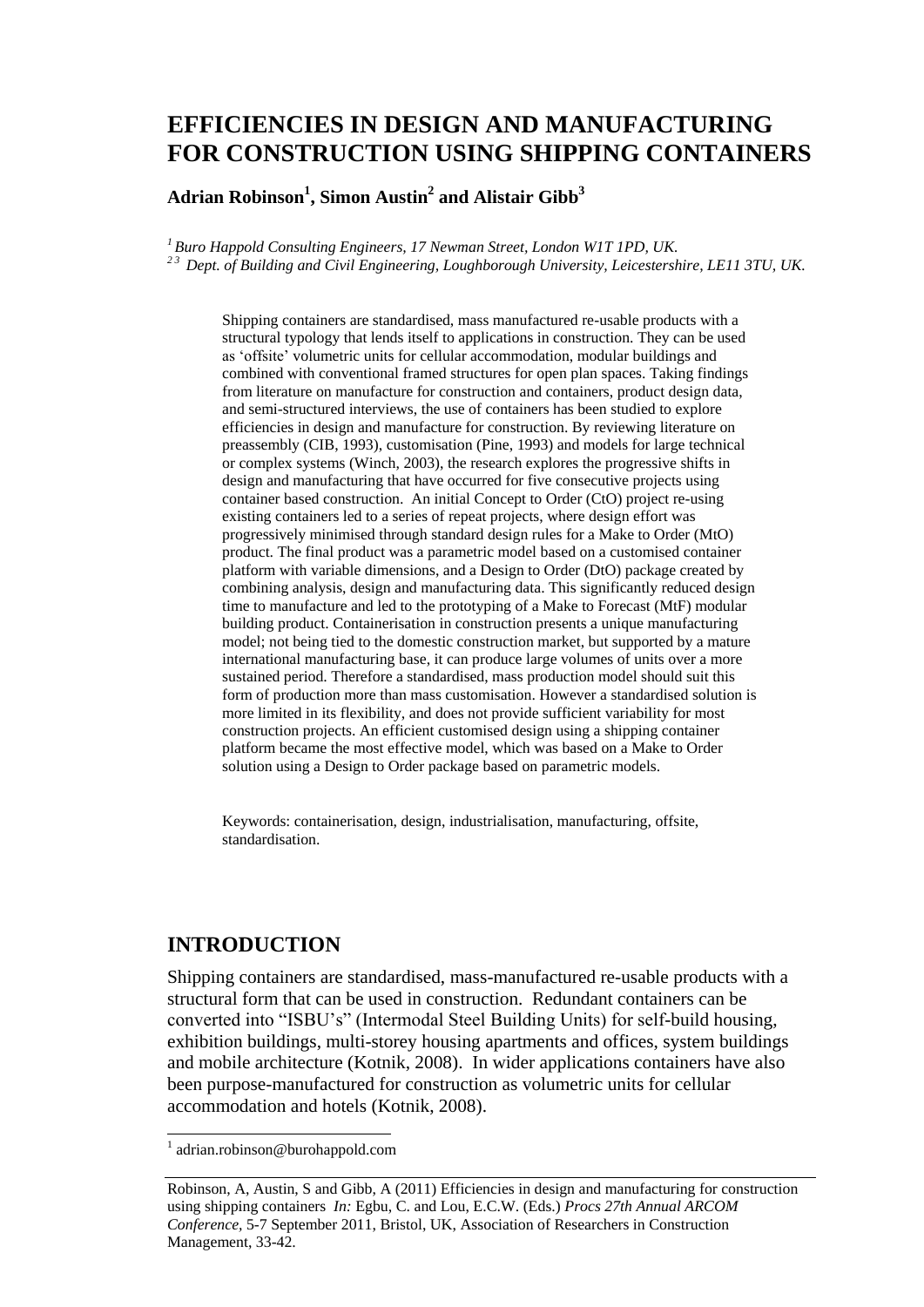# EFFICIENCIES IN DESIGN AND MANUFACTURING FOR CONSTRUCTION USING SHIPPING CONTAINERS

**Adrian Robinson[1], Simon Austin[2] and Alistair Gibb[3]**

[1] *Buro Happold Consulting Engineers, 17 Newman Street, London W1T 1PD, UK.*
[2 3] *Dept. of Building and Civil Engineering, Loughborough University, Leicestershire, LE11 3TU, UK.*

Shipping containers are standardised, mass manufactured re-usable products with a structural typology that lends itself to applications in construction. They can be used as 'offsite' volumetric units for cellular accommodation, modular buildings and combined with conventional framed structures for open plan spaces. Taking findings from literature on manufacture for construction and containers, product design data, and semi-structured interviews, the use of containers has been studied to explore efficiencies in design and manufacture for construction. By reviewing literature on preassembly (CIB, 1993), customisation (Pine, 1993) and models for large technical or complex systems (Winch, 2003), the research explores the progressive shifts in design and manufacturing that have occurred for five consecutive projects using container based construction. An initial Concept to Order (CtO) project re-using existing containers led to a series of repeat projects, where design effort was progressively minimised through standard design rules for a Make to Order (MtO) product. The final product was a parametric model based on a customised container platform with variable dimensions, and a Design to Order (DtO) package created by combining analysis, design and manufacturing data. This significantly reduced design time to manufacture and led to the prototyping of a Make to Forecast (MtF) modular building product. Containerisation in construction presents a unique manufacturing model; not being tied to the domestic construction market, but supported by a mature international manufacturing base, it can produce large volumes of units over a more sustained period. Therefore a standardised, mass production model should suit this form of production more than mass customisation. However a standardised solution is more limited in its flexibility, and does not provide sufficient variability for most construction projects. An efficient customised design using a shipping container platform became the most effective model, which was based on a Make to Order solution using a Design to Order package based on parametric models.

Keywords: containerisation, design, industrialisation, manufacturing, offsite, standardisation.

## INTRODUCTION

Shipping containers are standardised, mass-manufactured re-usable products with a structural form that can be used in construction. Redundant containers can be converted into "ISBU's" (Intermodal Steel Building Units) for self-build housing, exhibition buildings, multi-storey housing apartments and offices, system buildings and mobile architecture (Kotnik, 2008). In wider applications containers have also been purpose-manufactured for construction as volumetric units for cellular accommodation and hotels (Kotnik, 2008).

[1] adrian.robinson@burohappold.com

Robinson, A, Austin, S and Gibb, A (2011) Efficiencies in design and manufacturing for construction using shipping containers *In:* Egbu, C. and Lou, E.C.W. (Eds.) *Procs 27th Annual ARCOM Conference,* 5-7 September 2011, Bristol, UK, Association of Researchers in Construction Management, 33-42.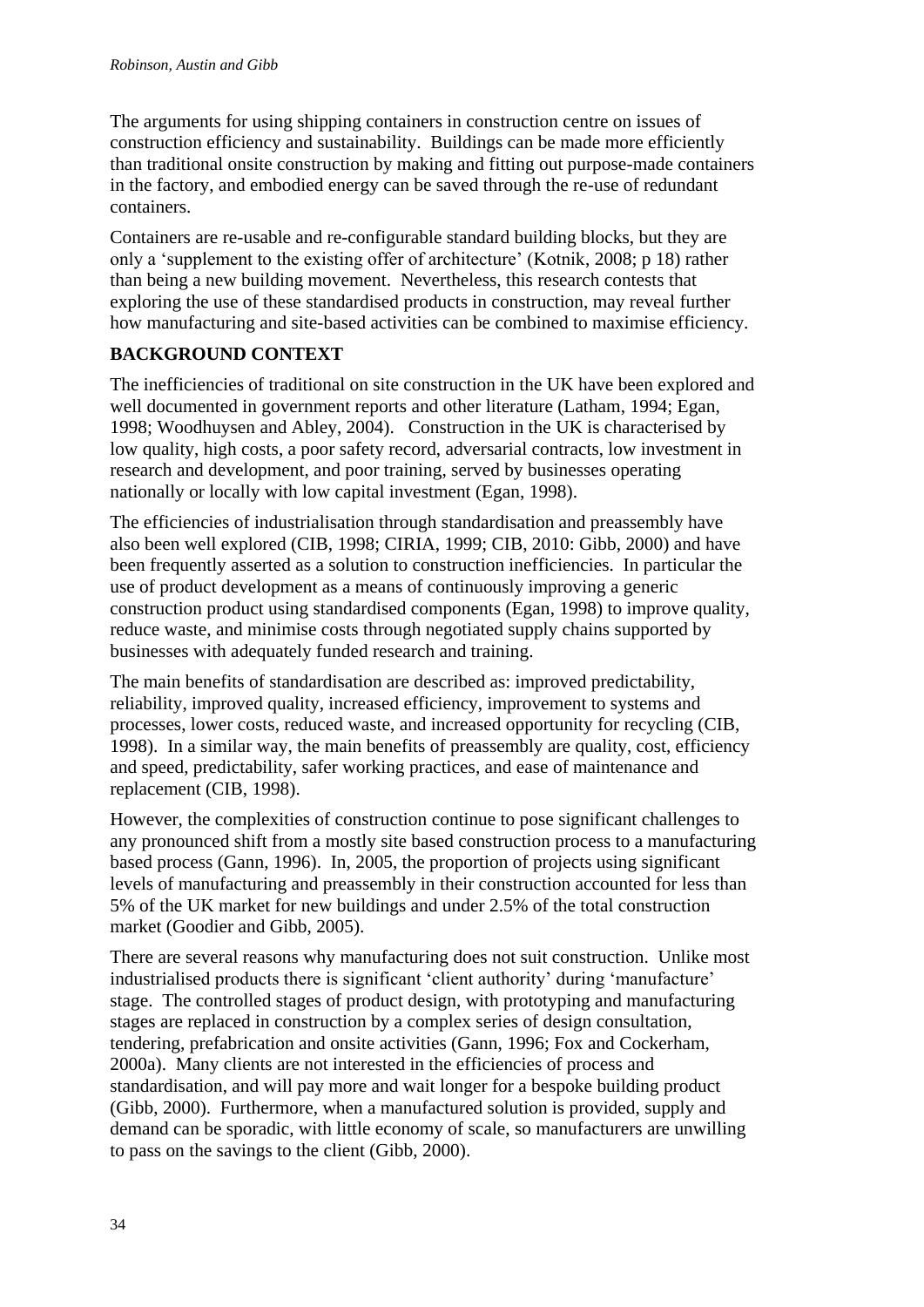The arguments for using shipping containers in construction centre on issues of construction efficiency and sustainability. Buildings can be made more efficiently than traditional onsite construction by making and fitting out purpose-made containers in the factory, and embodied energy can be saved through the re-use of redundant containers.

Containers are re-usable and re-configurable standard building blocks, but they are only a 'supplement to the existing offer of architecture' (Kotnik, 2008; p 18) rather than being a new building movement. Nevertheless, this research contests that exploring the use of these standardised products in construction, may reveal further how manufacturing and site-based activities can be combined to maximise efficiency.

## BACKGROUND CONTEXT

The inefficiencies of traditional on site construction in the UK have been explored and well documented in government reports and other literature (Latham, 1994; Egan, 1998; Woodhuysen and Abley, 2004). Construction in the UK is characterised by low quality, high costs, a poor safety record, adversarial contracts, low investment in research and development, and poor training, served by businesses operating nationally or locally with low capital investment (Egan, 1998).

The efficiencies of industrialisation through standardisation and preassembly have also been well explored (CIB, 1998; CIRIA, 1999; CIB, 2010: Gibb, 2000) and have been frequently asserted as a solution to construction inefficiencies. In particular the use of product development as a means of continuously improving a generic construction product using standardised components (Egan, 1998) to improve quality, reduce waste, and minimise costs through negotiated supply chains supported by businesses with adequately funded research and training.

The main benefits of standardisation are described as: improved predictability, reliability, improved quality, increased efficiency, improvement to systems and processes, lower costs, reduced waste, and increased opportunity for recycling (CIB, 1998). In a similar way, the main benefits of preassembly are quality, cost, efficiency and speed, predictability, safer working practices, and ease of maintenance and replacement (CIB, 1998).

However, the complexities of construction continue to pose significant challenges to any pronounced shift from a mostly site based construction process to a manufacturing based process (Gann, 1996). In, 2005, the proportion of projects using significant levels of manufacturing and preassembly in their construction accounted for less than 5% of the UK market for new buildings and under 2.5% of the total construction market (Goodier and Gibb, 2005).

There are several reasons why manufacturing does not suit construction. Unlike most industrialised products there is significant 'client authority' during 'manufacture' stage. The controlled stages of product design, with prototyping and manufacturing stages are replaced in construction by a complex series of design consultation, tendering, prefabrication and onsite activities (Gann, 1996; Fox and Cockerham, 2000a). Many clients are not interested in the efficiencies of process and standardisation, and will pay more and wait longer for a bespoke building product (Gibb, 2000). Furthermore, when a manufactured solution is provided, supply and demand can be sporadic, with little economy of scale, so manufacturers are unwilling to pass on the savings to the client (Gibb, 2000).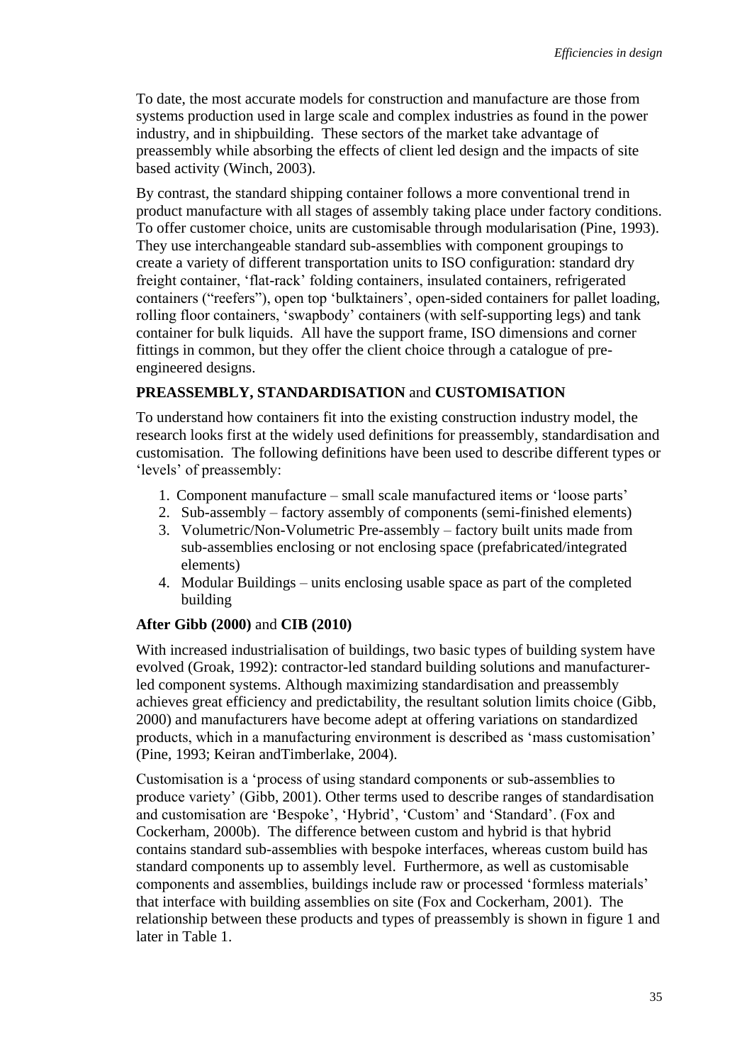To date, the most accurate models for construction and manufacture are those from systems production used in large scale and complex industries as found in the power industry, and in shipbuilding. These sectors of the market take advantage of preassembly while absorbing the effects of client led design and the impacts of site based activity (Winch, 2003).

By contrast, the standard shipping container follows a more conventional trend in product manufacture with all stages of assembly taking place under factory conditions. To offer customer choice, units are customisable through modularisation (Pine, 1993). They use interchangeable standard sub-assemblies with component groupings to create a variety of different transportation units to ISO configuration: standard dry freight container, 'flat-rack' folding containers, insulated containers, refrigerated containers ("reefers"), open top 'bulktainers', open-sided containers for pallet loading, rolling floor containers, 'swapbody' containers (with self-supporting legs) and tank container for bulk liquids. All have the support frame, ISO dimensions and corner fittings in common, but they offer the client choice through a catalogue of pre-engineered designs.

## PREASSEMBLY, STANDARDISATION and CUSTOMISATION

To understand how containers fit into the existing construction industry model, the research looks first at the widely used definitions for preassembly, standardisation and customisation. The following definitions have been used to describe different types or 'levels' of preassembly:

1. Component manufacture – small scale manufactured items or 'loose parts'
2. Sub-assembly – factory assembly of components (semi-finished elements)
3. Volumetric/Non-Volumetric Pre-assembly – factory built units made from sub-assemblies enclosing or not enclosing space (prefabricated/integrated elements)
4. Modular Buildings – units enclosing usable space as part of the completed building

**After Gibb (2000)** and **CIB (2010)**

With increased industrialisation of buildings, two basic types of building system have evolved (Groak, 1992): contractor-led standard building solutions and manufacturer-led component systems. Although maximizing standardisation and preassembly achieves great efficiency and predictability, the resultant solution limits choice (Gibb, 2000) and manufacturers have become adept at offering variations on standardized products, which in a manufacturing environment is described as 'mass customisation' (Pine, 1993; Keiran andTimberlake, 2004).

Customisation is a 'process of using standard components or sub-assemblies to produce variety' (Gibb, 2001). Other terms used to describe ranges of standardisation and customisation are 'Bespoke', 'Hybrid', 'Custom' and 'Standard'. (Fox and Cockerham, 2000b). The difference between custom and hybrid is that hybrid contains standard sub-assemblies with bespoke interfaces, whereas custom build has standard components up to assembly level. Furthermore, as well as customisable components and assemblies, buildings include raw or processed 'formless materials' that interface with building assemblies on site (Fox and Cockerham, 2001). The relationship between these products and types of preassembly is shown in figure 1 and later in Table 1.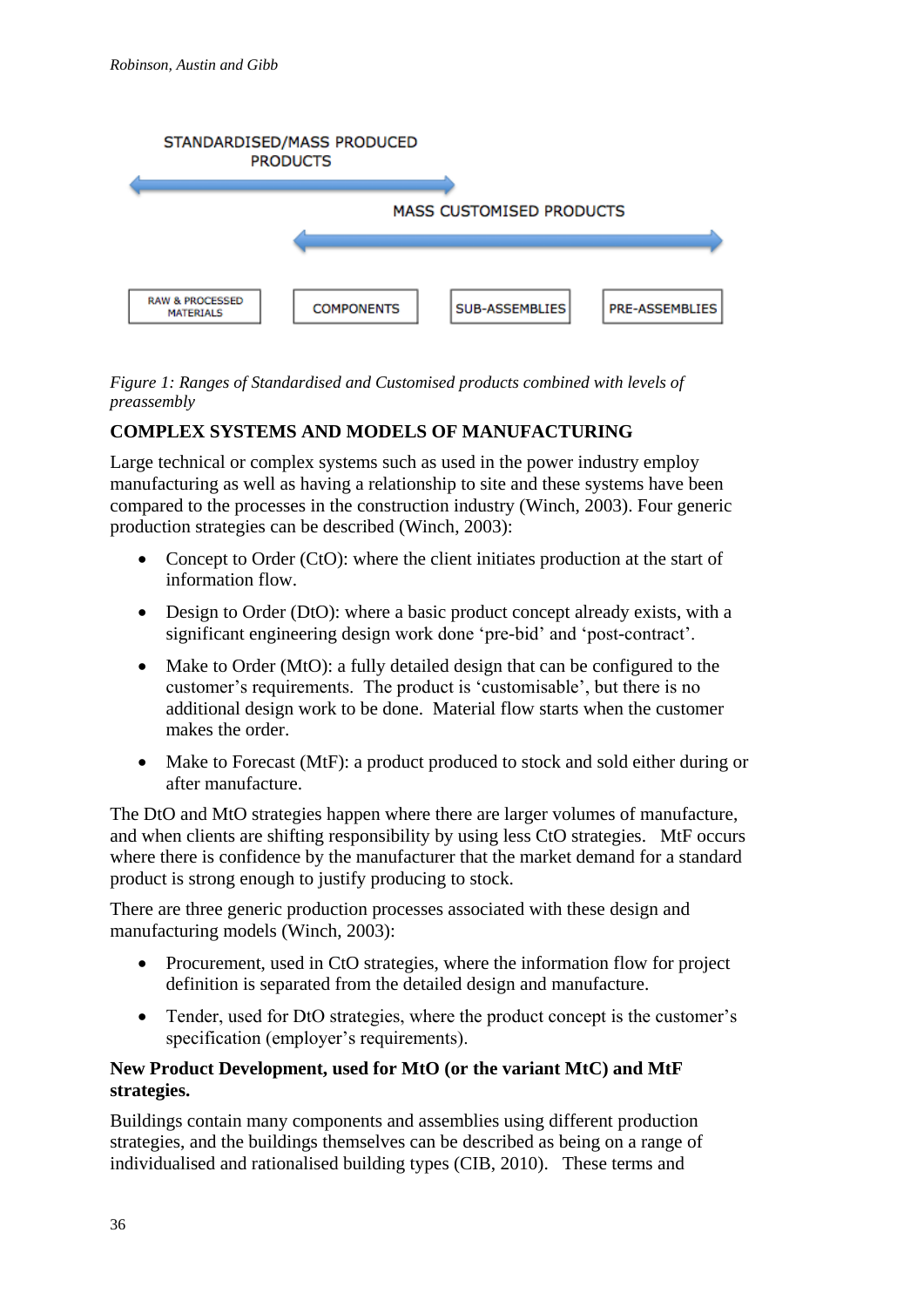STANDARDISED/MASS PRODUCED PRODUCTS

MASS CUSTOMISED PRODUCTS

RAW & PROCESSED MATERIALS | COMPONENTS | SUB-ASSEMBLIES | PRE-ASSEMBLIES

*Figure 1: Ranges of Standardised and Customised products combined with levels of preassembly*

## COMPLEX SYSTEMS AND MODELS OF MANUFACTURING

Large technical or complex systems such as used in the power industry employ manufacturing as well as having a relationship to site and these systems have been compared to the processes in the construction industry (Winch, 2003). Four generic production strategies can be described (Winch, 2003):

- Concept to Order (CtO): where the client initiates production at the start of information flow.
- Design to Order (DtO): where a basic product concept already exists, with a significant engineering design work done 'pre-bid' and 'post-contract'.
- Make to Order (MtO): a fully detailed design that can be configured to the customer's requirements. The product is 'customisable', but there is no additional design work to be done. Material flow starts when the customer makes the order.
- Make to Forecast (MtF): a product produced to stock and sold either during or after manufacture.

The DtO and MtO strategies happen where there are larger volumes of manufacture, and when clients are shifting responsibility by using less CtO strategies. MtF occurs where there is confidence by the manufacturer that the market demand for a standard product is strong enough to justify producing to stock.

There are three generic production processes associated with these design and manufacturing models (Winch, 2003):

- Procurement, used in CtO strategies, where the information flow for project definition is separated from the detailed design and manufacture.
- Tender, used for DtO strategies, where the product concept is the customer's specification (employer's requirements).

**New Product Development, used for MtO (or the variant MtC) and MtF strategies.**

Buildings contain many components and assemblies using different production strategies, and the buildings themselves can be described as being on a range of individualised and rationalised building types (CIB, 2010). These terms and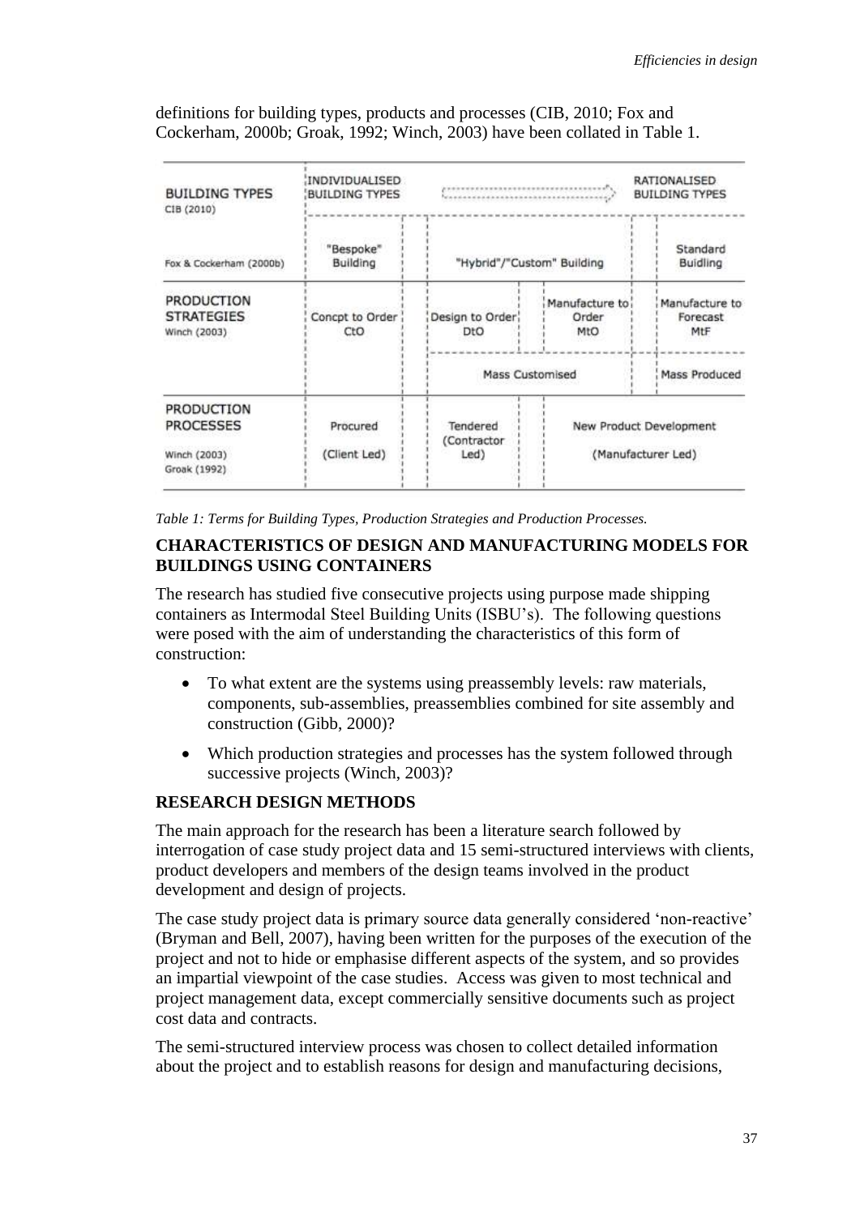definitions for building types, products and processes (CIB, 2010; Fox and Cockerham, 2000b; Groak, 1992; Winch, 2003) have been collated in Table 1.

| BUILDING TYPES CIB (2010) | INDIVIDUALISED BUILDING TYPES | | | RATIONALISED BUILDING TYPES |
|---|---|---|---|---|
| Fox & Cockerham (2000b) | "Bespoke" Building | "Hybrid"/"Custom" Building | | Standard Buidling |
| PRODUCTION STRATEGIES Winch (2003) | Concpt to Order CtO | Design to Order DtO | Manufacture to Order MtO | Manufacture to Forecast MtF |
| | | Mass Customised | | Mass Produced |
| PRODUCTION PROCESSES Winch (2003) Groak (1992) | Procured (Client Led) | Tendered (Contractor Led) | New Product Development (Manufacturer Led) | |

*Table 1: Terms for Building Types, Production Strategies and Production Processes.*

## CHARACTERISTICS OF DESIGN AND MANUFACTURING MODELS FOR BUILDINGS USING CONTAINERS

The research has studied five consecutive projects using purpose made shipping containers as Intermodal Steel Building Units (ISBU's). The following questions were posed with the aim of understanding the characteristics of this form of construction:

- To what extent are the systems using preassembly levels: raw materials, components, sub-assemblies, preassemblies combined for site assembly and construction (Gibb, 2000)?
- Which production strategies and processes has the system followed through successive projects (Winch, 2003)?

## RESEARCH DESIGN METHODS

The main approach for the research has been a literature search followed by interrogation of case study project data and 15 semi-structured interviews with clients, product developers and members of the design teams involved in the product development and design of projects.

The case study project data is primary source data generally considered 'non-reactive' (Bryman and Bell, 2007), having been written for the purposes of the execution of the project and not to hide or emphasise different aspects of the system, and so provides an impartial viewpoint of the case studies. Access was given to most technical and project management data, except commercially sensitive documents such as project cost data and contracts.

The semi-structured interview process was chosen to collect detailed information about the project and to establish reasons for design and manufacturing decisions,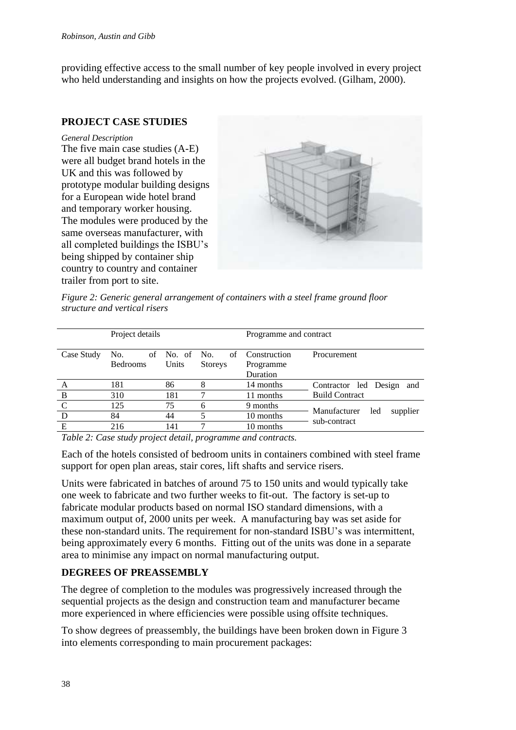providing effective access to the small number of key people involved in every project who held understanding and insights on how the projects evolved. (Gilham, 2000).

## PROJECT CASE STUDIES

*General Description*

The five main case studies (A-E) were all budget brand hotels in the UK and this was followed by prototype modular building designs for a European wide hotel brand and temporary worker housing. The modules were produced by the same overseas manufacturer, with all completed buildings the ISBU's being shipped by container ship country to country and container trailer from port to site.

*Figure 2: Generic general arrangement of containers with a steel frame ground floor structure and vertical risers*

| | Project details | | | Programme and contract | |
|---|---|---|---|---|---|
| Case Study | No. of Bedrooms | No. of Units | No. of Storeys | Construction Programme Duration | Procurement |
| A | 181 | 86 | 8 | 14 months | Contractor led Design and Build Contract |
| B | 310 | 181 | 7 | 11 months | |
| C | 125 | 75 | 6 | 9 months | Manufacturer led supplier sub-contract |
| D | 84 | 44 | 5 | 10 months | |
| E | 216 | 141 | 7 | 10 months | |

*Table 2: Case study project detail, programme and contracts.*

Each of the hotels consisted of bedroom units in containers combined with steel frame support for open plan areas, stair cores, lift shafts and service risers.

Units were fabricated in batches of around 75 to 150 units and would typically take one week to fabricate and two further weeks to fit-out. The factory is set-up to fabricate modular products based on normal ISO standard dimensions, with a maximum output of, 2000 units per week. A manufacturing bay was set aside for these non-standard units. The requirement for non-standard ISBU's was intermittent, being approximately every 6 months. Fitting out of the units was done in a separate area to minimise any impact on normal manufacturing output.

## DEGREES OF PREASSEMBLY

The degree of completion to the modules was progressively increased through the sequential projects as the design and construction team and manufacturer became more experienced in where efficiencies were possible using offsite techniques.

To show degrees of preassembly, the buildings have been broken down in Figure 3 into elements corresponding to main procurement packages: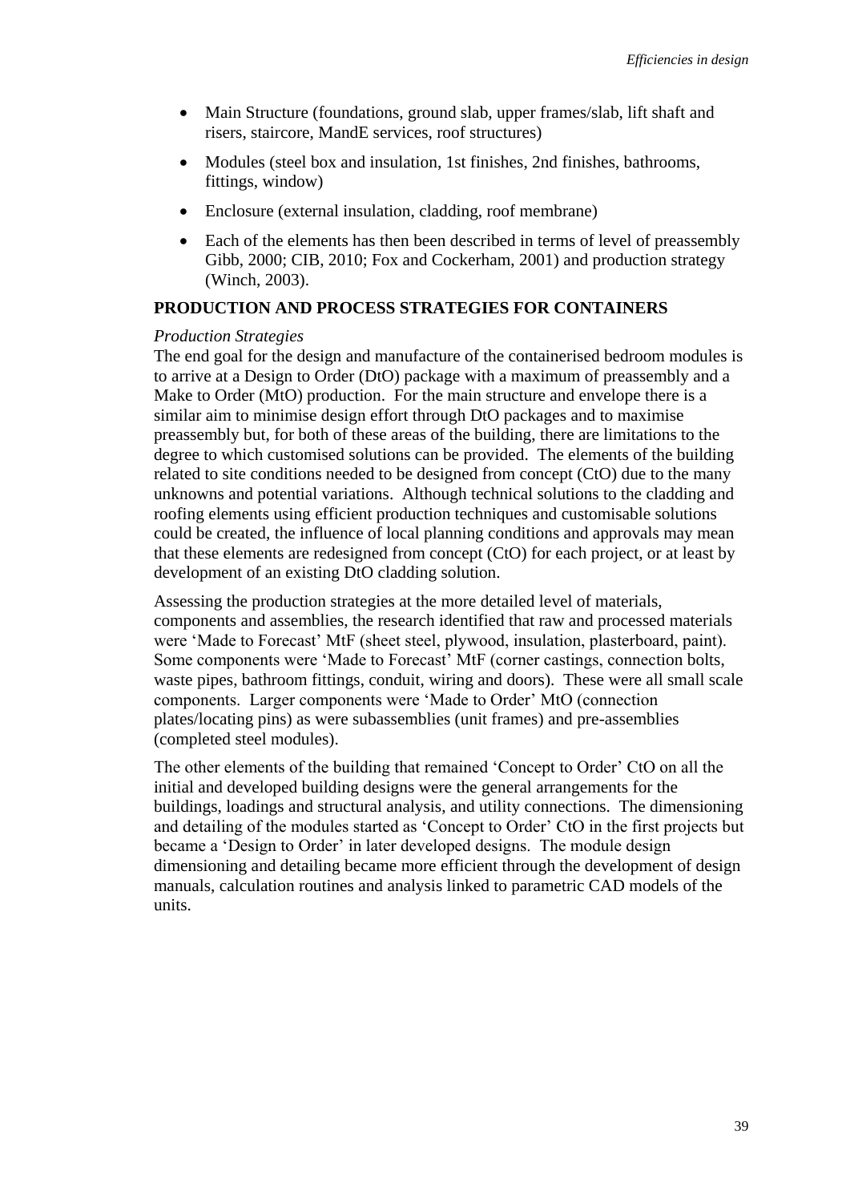- Main Structure (foundations, ground slab, upper frames/slab, lift shaft and risers, staircore, MandE services, roof structures)
- Modules (steel box and insulation, 1st finishes, 2nd finishes, bathrooms, fittings, window)
- Enclosure (external insulation, cladding, roof membrane)
- Each of the elements has then been described in terms of level of preassembly Gibb, 2000; CIB, 2010; Fox and Cockerham, 2001) and production strategy (Winch, 2003).

## PRODUCTION AND PROCESS STRATEGIES FOR CONTAINERS

### *Production Strategies*

The end goal for the design and manufacture of the containerised bedroom modules is to arrive at a Design to Order (DtO) package with a maximum of preassembly and a Make to Order (MtO) production. For the main structure and envelope there is a similar aim to minimise design effort through DtO packages and to maximise preassembly but, for both of these areas of the building, there are limitations to the degree to which customised solutions can be provided. The elements of the building related to site conditions needed to be designed from concept (CtO) due to the many unknowns and potential variations. Although technical solutions to the cladding and roofing elements using efficient production techniques and customisable solutions could be created, the influence of local planning conditions and approvals may mean that these elements are redesigned from concept (CtO) for each project, or at least by development of an existing DtO cladding solution.

Assessing the production strategies at the more detailed level of materials, components and assemblies, the research identified that raw and processed materials were 'Made to Forecast' MtF (sheet steel, plywood, insulation, plasterboard, paint). Some components were 'Made to Forecast' MtF (corner castings, connection bolts, waste pipes, bathroom fittings, conduit, wiring and doors). These were all small scale components. Larger components were 'Made to Order' MtO (connection plates/locating pins) as were subassemblies (unit frames) and pre-assemblies (completed steel modules).

The other elements of the building that remained 'Concept to Order' CtO on all the initial and developed building designs were the general arrangements for the buildings, loadings and structural analysis, and utility connections. The dimensioning and detailing of the modules started as 'Concept to Order' CtO in the first projects but became a 'Design to Order' in later developed designs. The module design dimensioning and detailing became more efficient through the development of design manuals, calculation routines and analysis linked to parametric CAD models of the units.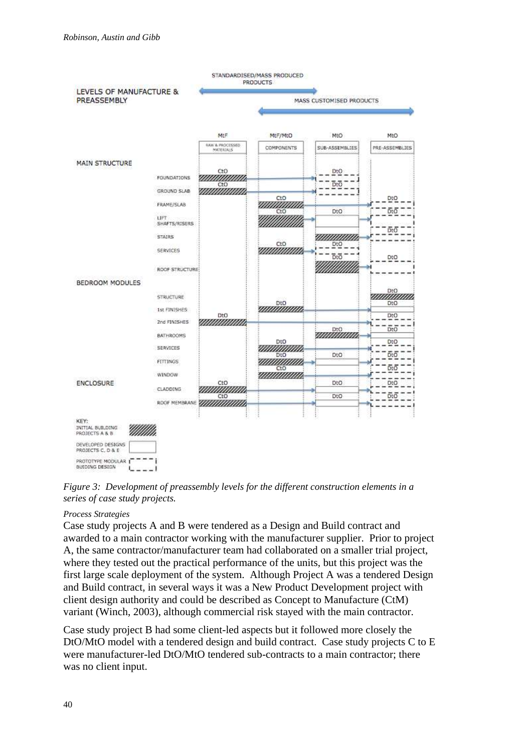*Figure 3: Development of preassembly levels for the different construction elements in a series of case study projects.*

*Process Strategies*

Case study projects A and B were tendered as a Design and Build contract and awarded to a main contractor working with the manufacturer supplier. Prior to project A, the same contractor/manufacturer team had collaborated on a smaller trial project, where they tested out the practical performance of the units, but this project was the first large scale deployment of the system. Although Project A was a tendered Design and Build contract, in several ways it was a New Product Development project with client design authority and could be described as Concept to Manufacture (CtM) variant (Winch, 2003), although commercial risk stayed with the main contractor.

Case study project B had some client-led aspects but it followed more closely the DtO/MtO model with a tendered design and build contract. Case study projects C to E were manufacturer-led DtO/MtO tendered sub-contracts to a main contractor; there was no client input.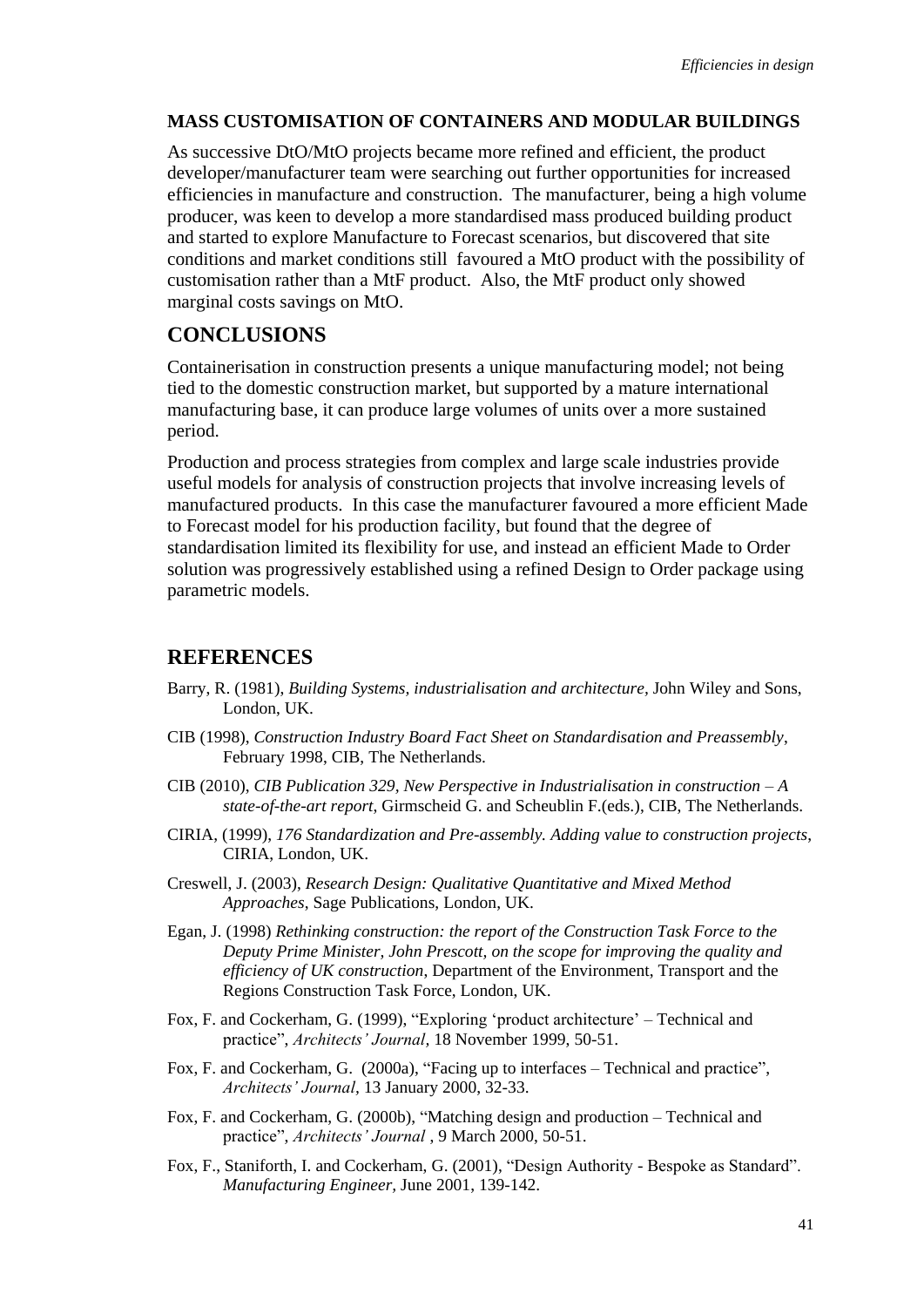### MASS CUSTOMISATION OF CONTAINERS AND MODULAR BUILDINGS

As successive DtO/MtO projects became more refined and efficient, the product developer/manufacturer team were searching out further opportunities for increased efficiencies in manufacture and construction. The manufacturer, being a high volume producer, was keen to develop a more standardised mass produced building product and started to explore Manufacture to Forecast scenarios, but discovered that site conditions and market conditions still favoured a MtO product with the possibility of customisation rather than a MtF product. Also, the MtF product only showed marginal costs savings on MtO.

## CONCLUSIONS

Containerisation in construction presents a unique manufacturing model; not being tied to the domestic construction market, but supported by a mature international manufacturing base, it can produce large volumes of units over a more sustained period.

Production and process strategies from complex and large scale industries provide useful models for analysis of construction projects that involve increasing levels of manufactured products. In this case the manufacturer favoured a more efficient Made to Forecast model for his production facility, but found that the degree of standardisation limited its flexibility for use, and instead an efficient Made to Order solution was progressively established using a refined Design to Order package using parametric models.

## REFERENCES

Barry, R. (1981), *Building Systems, industrialisation and architecture*, John Wiley and Sons, London, UK.

CIB (1998), *Construction Industry Board Fact Sheet on Standardisation and Preassembly*, February 1998, CIB, The Netherlands.

CIB (2010), *CIB Publication 329, New Perspective in Industrialisation in construction – A state-of-the-art report*, Girmscheid G. and Scheublin F.(eds.), CIB, The Netherlands.

CIRIA, (1999), *176 Standardization and Pre-assembly. Adding value to construction projects*, CIRIA, London, UK.

Creswell, J. (2003), *Research Design: Qualitative Quantitative and Mixed Method Approaches*, Sage Publications, London, UK.

Egan, J. (1998) *Rethinking construction: the report of the Construction Task Force to the Deputy Prime Minister, John Prescott, on the scope for improving the quality and efficiency of UK construction*, Department of the Environment, Transport and the Regions Construction Task Force, London, UK.

Fox, F. and Cockerham, G. (1999), "Exploring 'product architecture' – Technical and practice", *Architects' Journal*, 18 November 1999, 50-51.

Fox, F. and Cockerham, G. (2000a), "Facing up to interfaces – Technical and practice", *Architects' Journal*, 13 January 2000, 32-33.

Fox, F. and Cockerham, G. (2000b), "Matching design and production – Technical and practice", *Architects' Journal* , 9 March 2000, 50-51.

Fox, F., Staniforth, I. and Cockerham, G. (2001), "Design Authority - Bespoke as Standard". *Manufacturing Engineer*, June 2001, 139-142.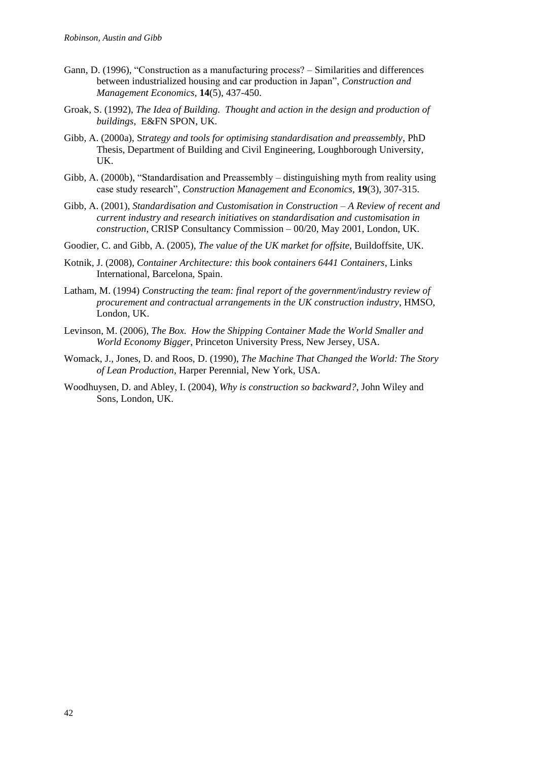Gann, D. (1996), "Construction as a manufacturing process? – Similarities and differences between industrialized housing and car production in Japan", *Construction and Management Economics*, **14**(5), 437-450.

Groak, S. (1992), *The Idea of Building. Thought and action in the design and production of buildings*, E&FN SPON, UK.

Gibb, A. (2000a), S*trategy and tools for optimising standardisation and preassembly*, PhD Thesis, Department of Building and Civil Engineering, Loughborough University, UK.

Gibb, A. (2000b), "Standardisation and Preassembly – distinguishing myth from reality using case study research", *Construction Management and Economics*, **19**(3), 307-315.

Gibb, A. (2001), *Standardisation and Customisation in Construction – A Review of recent and current industry and research initiatives on standardisation and customisation in construction*, CRISP Consultancy Commission – 00/20, May 2001, London, UK.

Goodier, C. and Gibb, A. (2005), *The value of the UK market for offsite*, Buildoffsite, UK.

Kotnik, J. (2008), *Container Architecture: this book containers 6441 Containers*, Links International, Barcelona, Spain.

Latham, M. (1994) *Constructing the team: final report of the government/industry review of procurement and contractual arrangements in the UK construction industry*, HMSO, London, UK.

Levinson, M. (2006), *The Box. How the Shipping Container Made the World Smaller and World Economy Bigger*, Princeton University Press, New Jersey, USA.

Womack, J., Jones, D. and Roos, D. (1990), *The Machine That Changed the World: The Story of Lean Production*, Harper Perennial, New York, USA.

Woodhuysen, D. and Abley, I. (2004), *Why is construction so backward?*, John Wiley and Sons, London, UK.